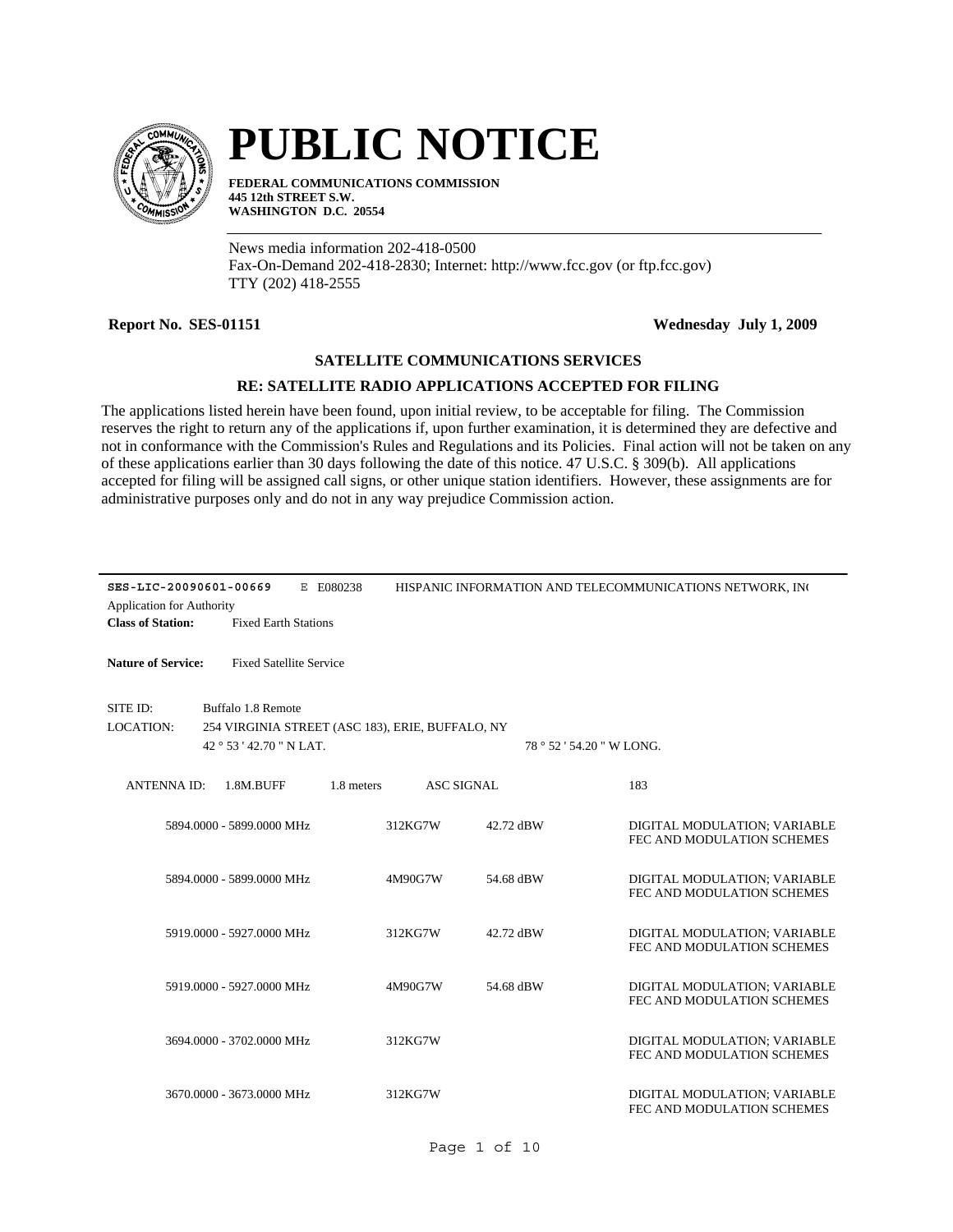# PUBLIC NOTICE

**FEDERAL COMMUNICATIONS COMMISSION**
**445 12th STREET S.W.**
**WASHINGTON D.C. 20554**

News media information 202-418-0500
Fax-On-Demand 202-418-2830; Internet: http://www.fcc.gov (or ftp.fcc.gov)
TTY (202) 418-2555

**Report No. SES-01151** **Wednesday July 1, 2009**

## SATELLITE COMMUNICATIONS SERVICES

### RE: SATELLITE RADIO APPLICATIONS ACCEPTED FOR FILING

The applications listed herein have been found, upon initial review, to be acceptable for filing. The Commission reserves the right to return any of the applications if, upon further examination, it is determined they are defective and not in conformance with the Commission's Rules and Regulations and its Policies. Final action will not be taken on any of these applications earlier than 30 days following the date of this notice. 47 U.S.C. § 309(b). All applications accepted for filing will be assigned call signs, or other unique station identifiers. However, these assignments are for administrative purposes only and do not in any way prejudice Commission action.

---

**SES-LIC-20090601-00669** E E080238 HISPANIC INFORMATION AND TELECOMMUNICATIONS NETWORK, IN(

Application for Authority

**Class of Station:** Fixed Earth Stations

**Nature of Service:** Fixed Satellite Service

SITE ID: Buffalo 1.8 Remote

LOCATION: 254 VIRGINIA STREET (ASC 183), ERIE, BUFFALO, NY

42 ° 53 ' 42.70 " N LAT. 78 ° 52 ' 54.20 " W LONG.

ANTENNA ID: 1.8M.BUFF 1.8 meters ASC SIGNAL 183

| Frequency | Emission | Power | Description |
|---|---|---|---|
| 5894.0000 - 5899.0000 MHz | 312KG7W | 42.72 dBW | DIGITAL MODULATION; VARIABLE FEC AND MODULATION SCHEMES |
| 5894.0000 - 5899.0000 MHz | 4M90G7W | 54.68 dBW | DIGITAL MODULATION; VARIABLE FEC AND MODULATION SCHEMES |
| 5919.0000 - 5927.0000 MHz | 312KG7W | 42.72 dBW | DIGITAL MODULATION; VARIABLE FEC AND MODULATION SCHEMES |
| 5919.0000 - 5927.0000 MHz | 4M90G7W | 54.68 dBW | DIGITAL MODULATION; VARIABLE FEC AND MODULATION SCHEMES |
| 3694.0000 - 3702.0000 MHz | 312KG7W | | DIGITAL MODULATION; VARIABLE FEC AND MODULATION SCHEMES |
| 3670.0000 - 3673.0000 MHz | 312KG7W | | DIGITAL MODULATION; VARIABLE FEC AND MODULATION SCHEMES |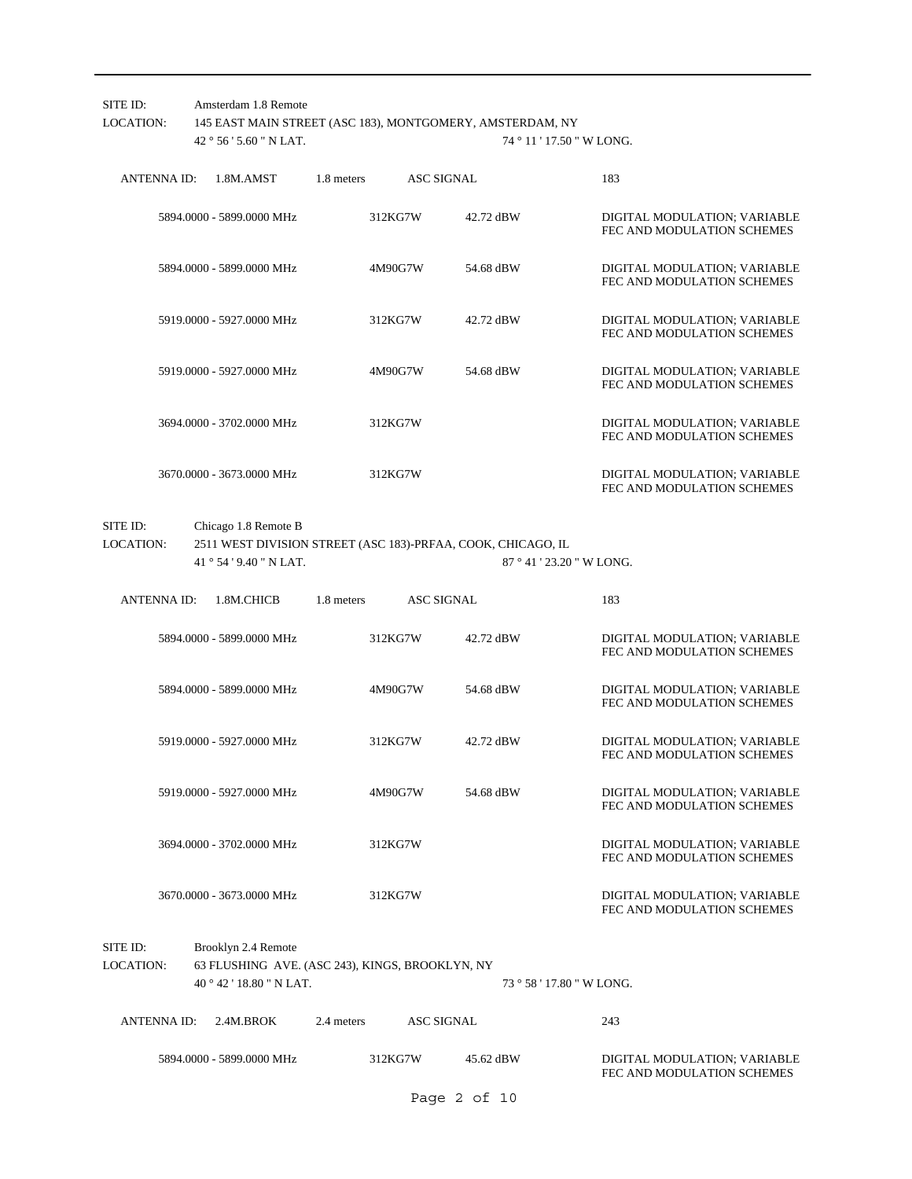SITE ID: Amsterdam 1.8 Remote
LOCATION: 145 EAST MAIN STREET (ASC 183), MONTGOMERY, AMSTERDAM, NY
42 ° 56 ' 5.60 " N LAT. 74 ° 11 ' 17.50 " W LONG.

ANTENNA ID: 1.8M.AMST 1.8 meters ASC SIGNAL 183

| Frequency | Emission | Power | Description |
|---|---|---|---|
| 5894.0000 - 5899.0000 MHz | 312KG7W | 42.72 dBW | DIGITAL MODULATION; VARIABLE FEC AND MODULATION SCHEMES |
| 5894.0000 - 5899.0000 MHz | 4M90G7W | 54.68 dBW | DIGITAL MODULATION; VARIABLE FEC AND MODULATION SCHEMES |
| 5919.0000 - 5927.0000 MHz | 312KG7W | 42.72 dBW | DIGITAL MODULATION; VARIABLE FEC AND MODULATION SCHEMES |
| 5919.0000 - 5927.0000 MHz | 4M90G7W | 54.68 dBW | DIGITAL MODULATION; VARIABLE FEC AND MODULATION SCHEMES |
| 3694.0000 - 3702.0000 MHz | 312KG7W | | DIGITAL MODULATION; VARIABLE FEC AND MODULATION SCHEMES |
| 3670.0000 - 3673.0000 MHz | 312KG7W | | DIGITAL MODULATION; VARIABLE FEC AND MODULATION SCHEMES |

SITE ID: Chicago 1.8 Remote B
LOCATION: 2511 WEST DIVISION STREET (ASC 183)-PRFAA, COOK, CHICAGO, IL
41 ° 54 ' 9.40 " N LAT. 87 ° 41 ' 23.20 " W LONG.

ANTENNA ID: 1.8M.CHICB 1.8 meters ASC SIGNAL 183

| Frequency | Emission | Power | Description |
|---|---|---|---|
| 5894.0000 - 5899.0000 MHz | 312KG7W | 42.72 dBW | DIGITAL MODULATION; VARIABLE FEC AND MODULATION SCHEMES |
| 5894.0000 - 5899.0000 MHz | 4M90G7W | 54.68 dBW | DIGITAL MODULATION; VARIABLE FEC AND MODULATION SCHEMES |
| 5919.0000 - 5927.0000 MHz | 312KG7W | 42.72 dBW | DIGITAL MODULATION; VARIABLE FEC AND MODULATION SCHEMES |
| 5919.0000 - 5927.0000 MHz | 4M90G7W | 54.68 dBW | DIGITAL MODULATION; VARIABLE FEC AND MODULATION SCHEMES |
| 3694.0000 - 3702.0000 MHz | 312KG7W | | DIGITAL MODULATION; VARIABLE FEC AND MODULATION SCHEMES |
| 3670.0000 - 3673.0000 MHz | 312KG7W | | DIGITAL MODULATION; VARIABLE FEC AND MODULATION SCHEMES |

SITE ID: Brooklyn 2.4 Remote
LOCATION: 63 FLUSHING AVE. (ASC 243), KINGS, BROOKLYN, NY
40 ° 42 ' 18.80 " N LAT. 73 ° 58 ' 17.80 " W LONG.

ANTENNA ID: 2.4M.BROK 2.4 meters ASC SIGNAL 243

| Frequency | Emission | Power | Description |
|---|---|---|---|
| 5894.0000 - 5899.0000 MHz | 312KG7W | 45.62 dBW | DIGITAL MODULATION; VARIABLE FEC AND MODULATION SCHEMES |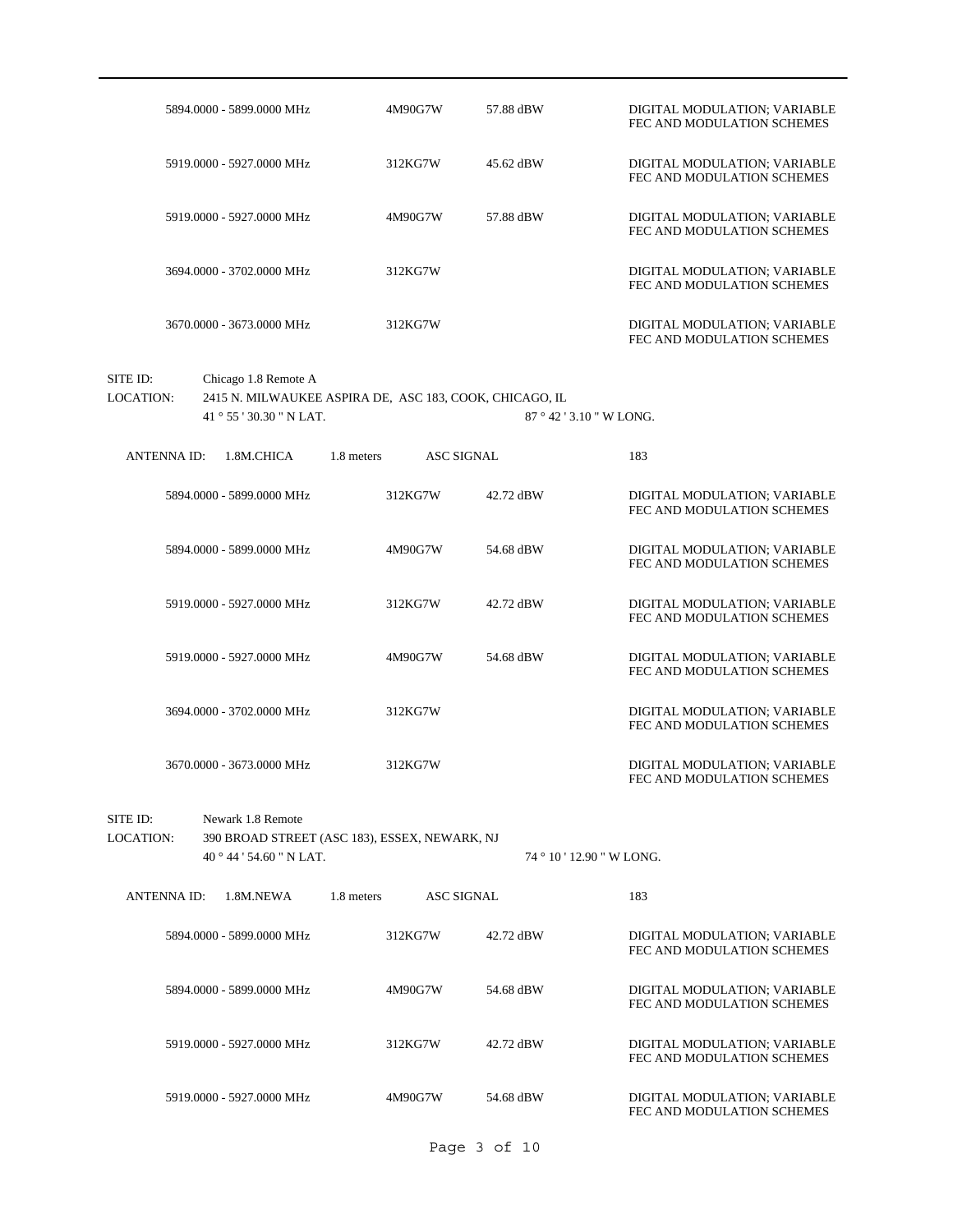| | | | |
|---|---|---|---|
| 5894.0000 - 5899.0000 MHz | 4M90G7W | 57.88 dBW | DIGITAL MODULATION; VARIABLE FEC AND MODULATION SCHEMES |
| 5919.0000 - 5927.0000 MHz | 312KG7W | 45.62 dBW | DIGITAL MODULATION; VARIABLE FEC AND MODULATION SCHEMES |
| 5919.0000 - 5927.0000 MHz | 4M90G7W | 57.88 dBW | DIGITAL MODULATION; VARIABLE FEC AND MODULATION SCHEMES |
| 3694.0000 - 3702.0000 MHz | 312KG7W | | DIGITAL MODULATION; VARIABLE FEC AND MODULATION SCHEMES |
| 3670.0000 - 3673.0000 MHz | 312KG7W | | DIGITAL MODULATION; VARIABLE FEC AND MODULATION SCHEMES |

SITE ID: Chicago 1.8 Remote A

LOCATION: 2415 N. MILWAUKEE ASPIRA DE, ASC 183, COOK, CHICAGO, IL

41 ° 55 ' 30.30 " N LAT. 87 ° 42 ' 3.10 " W LONG.

ANTENNA ID: 1.8M.CHICA 1.8 meters ASC SIGNAL 183

| | | | |
|---|---|---|---|
| 5894.0000 - 5899.0000 MHz | 312KG7W | 42.72 dBW | DIGITAL MODULATION; VARIABLE FEC AND MODULATION SCHEMES |
| 5894.0000 - 5899.0000 MHz | 4M90G7W | 54.68 dBW | DIGITAL MODULATION; VARIABLE FEC AND MODULATION SCHEMES |
| 5919.0000 - 5927.0000 MHz | 312KG7W | 42.72 dBW | DIGITAL MODULATION; VARIABLE FEC AND MODULATION SCHEMES |
| 5919.0000 - 5927.0000 MHz | 4M90G7W | 54.68 dBW | DIGITAL MODULATION; VARIABLE FEC AND MODULATION SCHEMES |
| 3694.0000 - 3702.0000 MHz | 312KG7W | | DIGITAL MODULATION; VARIABLE FEC AND MODULATION SCHEMES |
| 3670.0000 - 3673.0000 MHz | 312KG7W | | DIGITAL MODULATION; VARIABLE FEC AND MODULATION SCHEMES |

SITE ID: Newark 1.8 Remote

LOCATION: 390 BROAD STREET (ASC 183), ESSEX, NEWARK, NJ

40 ° 44 ' 54.60 " N LAT. 74 ° 10 ' 12.90 " W LONG.

ANTENNA ID: 1.8M.NEWA 1.8 meters ASC SIGNAL 183

| | | | |
|---|---|---|---|
| 5894.0000 - 5899.0000 MHz | 312KG7W | 42.72 dBW | DIGITAL MODULATION; VARIABLE FEC AND MODULATION SCHEMES |
| 5894.0000 - 5899.0000 MHz | 4M90G7W | 54.68 dBW | DIGITAL MODULATION; VARIABLE FEC AND MODULATION SCHEMES |
| 5919.0000 - 5927.0000 MHz | 312KG7W | 42.72 dBW | DIGITAL MODULATION; VARIABLE FEC AND MODULATION SCHEMES |
| 5919.0000 - 5927.0000 MHz | 4M90G7W | 54.68 dBW | DIGITAL MODULATION; VARIABLE FEC AND MODULATION SCHEMES |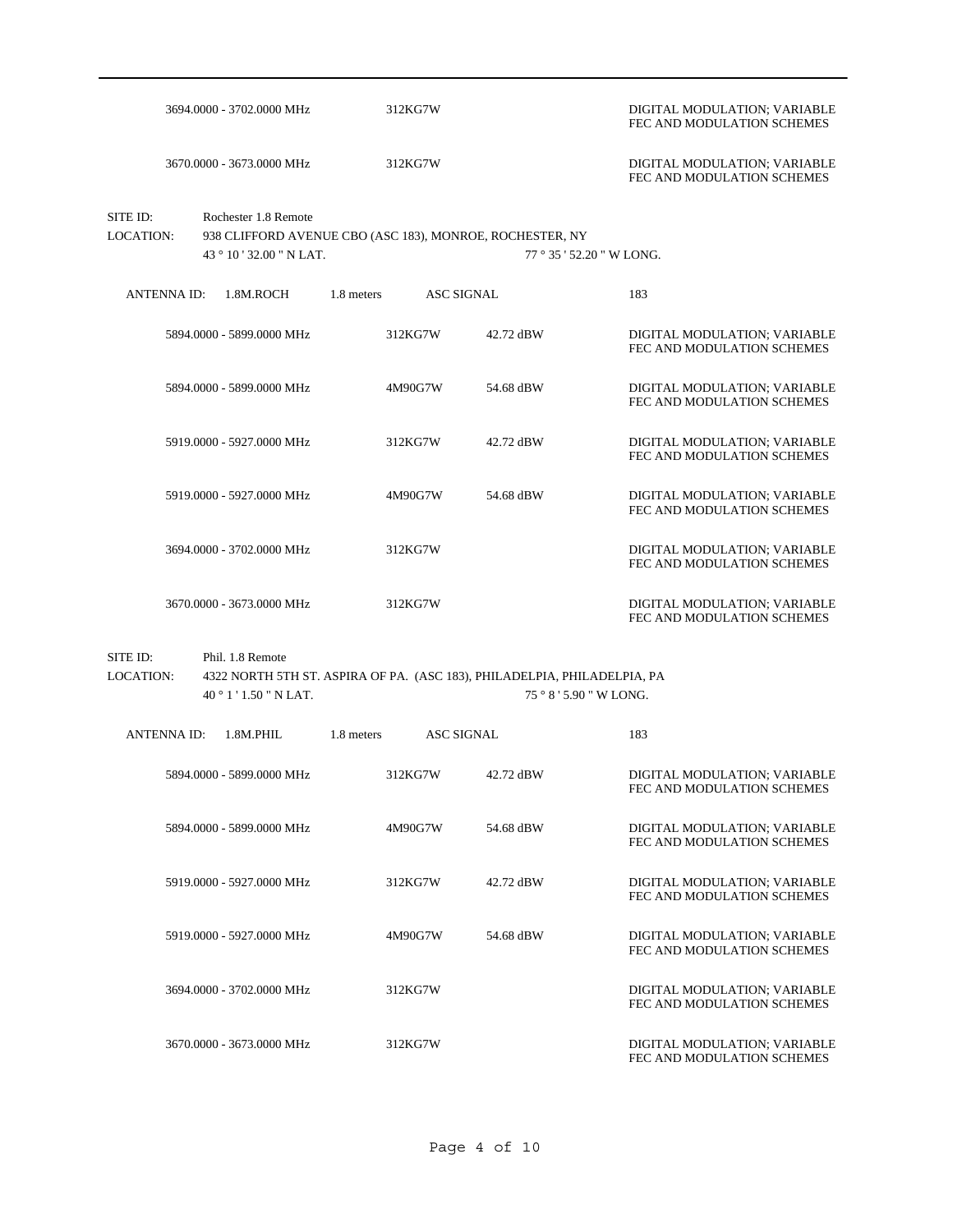| Frequency | Emission | Power | Description |
|---|---|---|---|
| 3694.0000 - 3702.0000 MHz | 312KG7W | | DIGITAL MODULATION; VARIABLE FEC AND MODULATION SCHEMES |
| 3670.0000 - 3673.0000 MHz | 312KG7W | | DIGITAL MODULATION; VARIABLE FEC AND MODULATION SCHEMES |

SITE ID: Rochester 1.8 Remote

LOCATION: 938 CLIFFORD AVENUE CBO (ASC 183), MONROE, ROCHESTER, NY

43 ° 10 ' 32.00 " N LAT. 77 ° 35 ' 52.20 " W LONG.

ANTENNA ID: 1.8M.ROCH 1.8 meters ASC SIGNAL 183

| Frequency | Emission | Power | Description |
|---|---|---|---|
| 5894.0000 - 5899.0000 MHz | 312KG7W | 42.72 dBW | DIGITAL MODULATION; VARIABLE FEC AND MODULATION SCHEMES |
| 5894.0000 - 5899.0000 MHz | 4M90G7W | 54.68 dBW | DIGITAL MODULATION; VARIABLE FEC AND MODULATION SCHEMES |
| 5919.0000 - 5927.0000 MHz | 312KG7W | 42.72 dBW | DIGITAL MODULATION; VARIABLE FEC AND MODULATION SCHEMES |
| 5919.0000 - 5927.0000 MHz | 4M90G7W | 54.68 dBW | DIGITAL MODULATION; VARIABLE FEC AND MODULATION SCHEMES |
| 3694.0000 - 3702.0000 MHz | 312KG7W | | DIGITAL MODULATION; VARIABLE FEC AND MODULATION SCHEMES |
| 3670.0000 - 3673.0000 MHz | 312KG7W | | DIGITAL MODULATION; VARIABLE FEC AND MODULATION SCHEMES |

SITE ID: Phil. 1.8 Remote

LOCATION: 4322 NORTH 5TH ST. ASPIRA OF PA. (ASC 183), PHILADELPIA, PHILADELPIA, PA

40 ° 1 ' 1.50 " N LAT. 75 ° 8 ' 5.90 " W LONG.

ANTENNA ID: 1.8M.PHIL 1.8 meters ASC SIGNAL 183

| Frequency | Emission | Power | Description |
|---|---|---|---|
| 5894.0000 - 5899.0000 MHz | 312KG7W | 42.72 dBW | DIGITAL MODULATION; VARIABLE FEC AND MODULATION SCHEMES |
| 5894.0000 - 5899.0000 MHz | 4M90G7W | 54.68 dBW | DIGITAL MODULATION; VARIABLE FEC AND MODULATION SCHEMES |
| 5919.0000 - 5927.0000 MHz | 312KG7W | 42.72 dBW | DIGITAL MODULATION; VARIABLE FEC AND MODULATION SCHEMES |
| 5919.0000 - 5927.0000 MHz | 4M90G7W | 54.68 dBW | DIGITAL MODULATION; VARIABLE FEC AND MODULATION SCHEMES |
| 3694.0000 - 3702.0000 MHz | 312KG7W | | DIGITAL MODULATION; VARIABLE FEC AND MODULATION SCHEMES |
| 3670.0000 - 3673.0000 MHz | 312KG7W | | DIGITAL MODULATION; VARIABLE FEC AND MODULATION SCHEMES |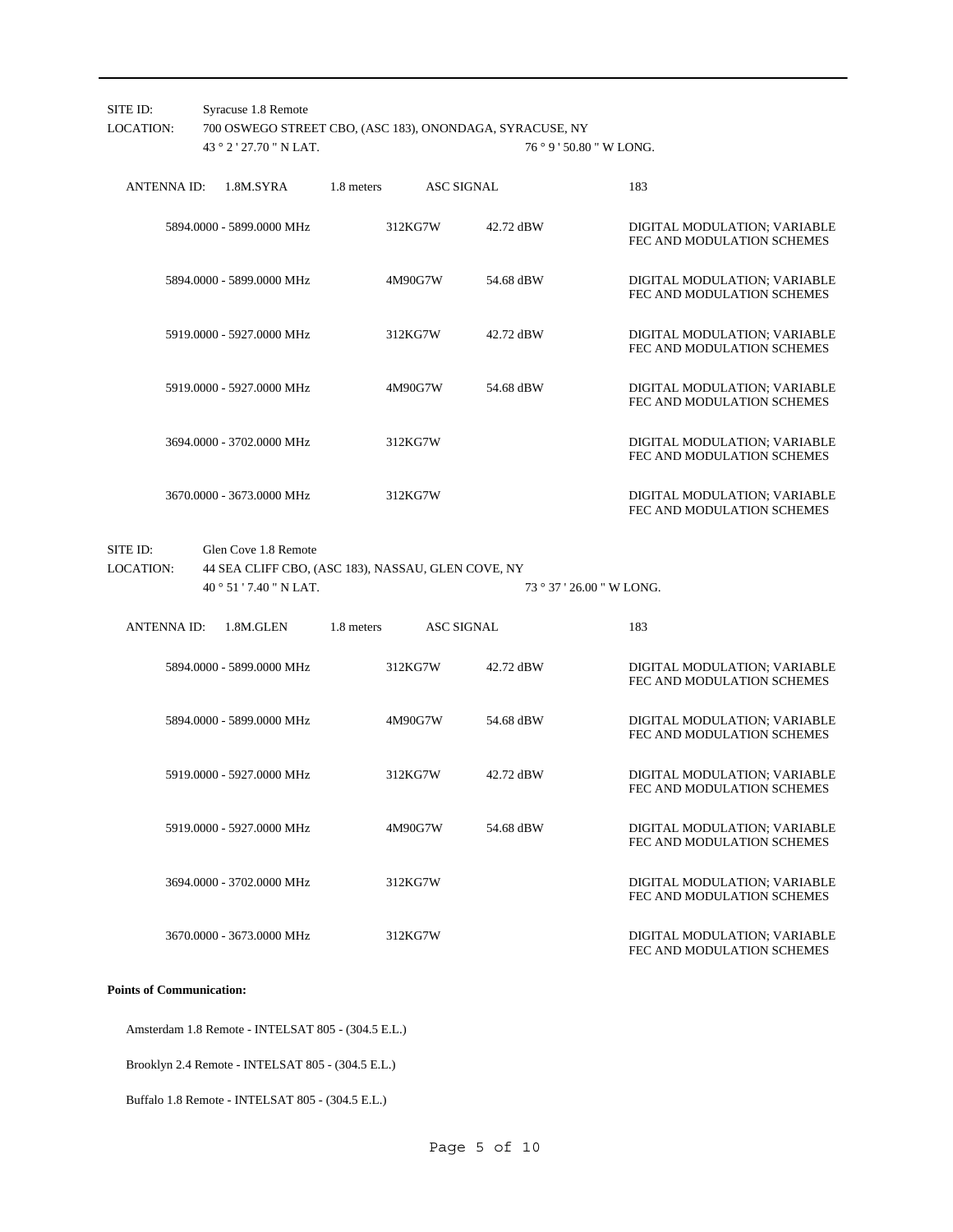SITE ID: Syracuse 1.8 Remote

LOCATION: 700 OSWEGO STREET CBO, (ASC 183), ONONDAGA, SYRACUSE, NY

43 ° 2 ' 27.70 " N LAT. 76 ° 9 ' 50.80 " W LONG.

ANTENNA ID: 1.8M.SYRA 1.8 meters ASC SIGNAL 183

| Frequency | Emission | Power | Description |
|---|---|---|---|
| 5894.0000 - 5899.0000 MHz | 312KG7W | 42.72 dBW | DIGITAL MODULATION; VARIABLE FEC AND MODULATION SCHEMES |
| 5894.0000 - 5899.0000 MHz | 4M90G7W | 54.68 dBW | DIGITAL MODULATION; VARIABLE FEC AND MODULATION SCHEMES |
| 5919.0000 - 5927.0000 MHz | 312KG7W | 42.72 dBW | DIGITAL MODULATION; VARIABLE FEC AND MODULATION SCHEMES |
| 5919.0000 - 5927.0000 MHz | 4M90G7W | 54.68 dBW | DIGITAL MODULATION; VARIABLE FEC AND MODULATION SCHEMES |
| 3694.0000 - 3702.0000 MHz | 312KG7W | | DIGITAL MODULATION; VARIABLE FEC AND MODULATION SCHEMES |
| 3670.0000 - 3673.0000 MHz | 312KG7W | | DIGITAL MODULATION; VARIABLE FEC AND MODULATION SCHEMES |

SITE ID: Glen Cove 1.8 Remote

LOCATION: 44 SEA CLIFF CBO, (ASC 183), NASSAU, GLEN COVE, NY

40 ° 51 ' 7.40 " N LAT. 73 ° 37 ' 26.00 " W LONG.

ANTENNA ID: 1.8M.GLEN 1.8 meters ASC SIGNAL 183

| Frequency | Emission | Power | Description |
|---|---|---|---|
| 5894.0000 - 5899.0000 MHz | 312KG7W | 42.72 dBW | DIGITAL MODULATION; VARIABLE FEC AND MODULATION SCHEMES |
| 5894.0000 - 5899.0000 MHz | 4M90G7W | 54.68 dBW | DIGITAL MODULATION; VARIABLE FEC AND MODULATION SCHEMES |
| 5919.0000 - 5927.0000 MHz | 312KG7W | 42.72 dBW | DIGITAL MODULATION; VARIABLE FEC AND MODULATION SCHEMES |
| 5919.0000 - 5927.0000 MHz | 4M90G7W | 54.68 dBW | DIGITAL MODULATION; VARIABLE FEC AND MODULATION SCHEMES |
| 3694.0000 - 3702.0000 MHz | 312KG7W | | DIGITAL MODULATION; VARIABLE FEC AND MODULATION SCHEMES |
| 3670.0000 - 3673.0000 MHz | 312KG7W | | DIGITAL MODULATION; VARIABLE FEC AND MODULATION SCHEMES |

**Points of Communication:**

Amsterdam 1.8 Remote - INTELSAT 805 - (304.5 E.L.)

Brooklyn 2.4 Remote - INTELSAT 805 - (304.5 E.L.)

Buffalo 1.8 Remote - INTELSAT 805 - (304.5 E.L.)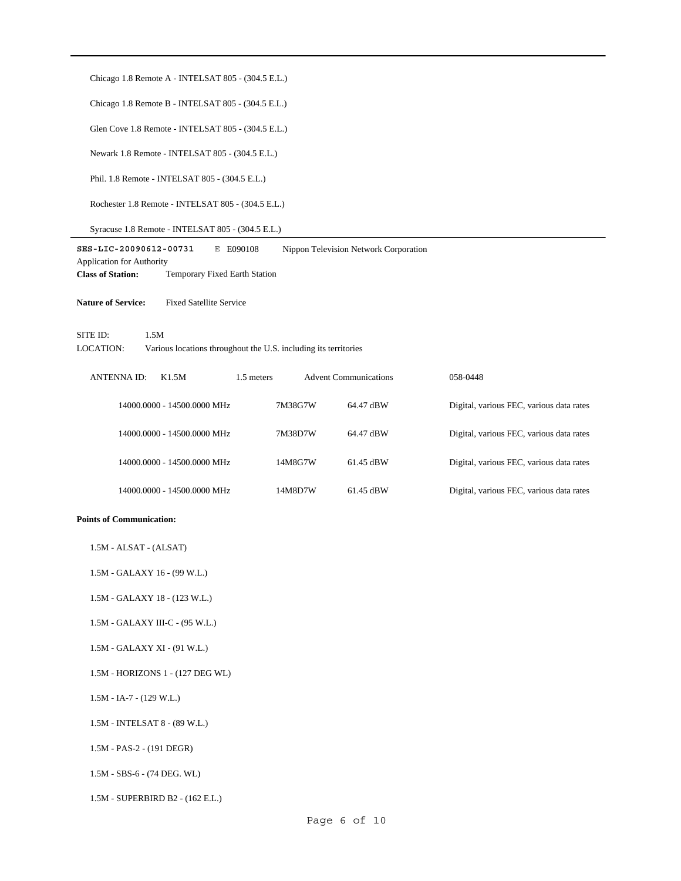Chicago 1.8 Remote A - INTELSAT 805 - (304.5 E.L.)

Chicago 1.8 Remote B - INTELSAT 805 - (304.5 E.L.)

Glen Cove 1.8 Remote - INTELSAT 805 - (304.5 E.L.)

Newark 1.8 Remote - INTELSAT 805 - (304.5 E.L.)

Phil. 1.8 Remote - INTELSAT 805 - (304.5 E.L.)

Rochester 1.8 Remote - INTELSAT 805 - (304.5 E.L.)

Syracuse 1.8 Remote - INTELSAT 805 - (304.5 E.L.)

---

**SES-LIC-20090612-00731** E E090108 Nippon Television Network Corporation

Application for Authority

**Class of Station:** Temporary Fixed Earth Station

**Nature of Service:** Fixed Satellite Service

SITE ID: 1.5M

LOCATION: Various locations throughout the U.S. including its territories

ANTENNA ID: K1.5M 1.5 meters Advent Communications 058-0448

| Frequency | Emission | Power | Description |
|---|---|---|---|
| 14000.0000 - 14500.0000 MHz | 7M38G7W | 64.47 dBW | Digital, various FEC, various data rates |
| 14000.0000 - 14500.0000 MHz | 7M38D7W | 64.47 dBW | Digital, various FEC, various data rates |
| 14000.0000 - 14500.0000 MHz | 14M8G7W | 61.45 dBW | Digital, various FEC, various data rates |
| 14000.0000 - 14500.0000 MHz | 14M8D7W | 61.45 dBW | Digital, various FEC, various data rates |

**Points of Communication:**

1.5M - ALSAT - (ALSAT)

1.5M - GALAXY 16 - (99 W.L.)

1.5M - GALAXY 18 - (123 W.L.)

1.5M - GALAXY III-C - (95 W.L.)

1.5M - GALAXY XI - (91 W.L.)

1.5M - HORIZONS 1 - (127 DEG WL)

1.5M - IA-7 - (129 W.L.)

1.5M - INTELSAT 8 - (89 W.L.)

1.5M - PAS-2 - (191 DEGR)

1.5M - SBS-6 - (74 DEG. WL)

1.5M - SUPERBIRD B2 - (162 E.L.)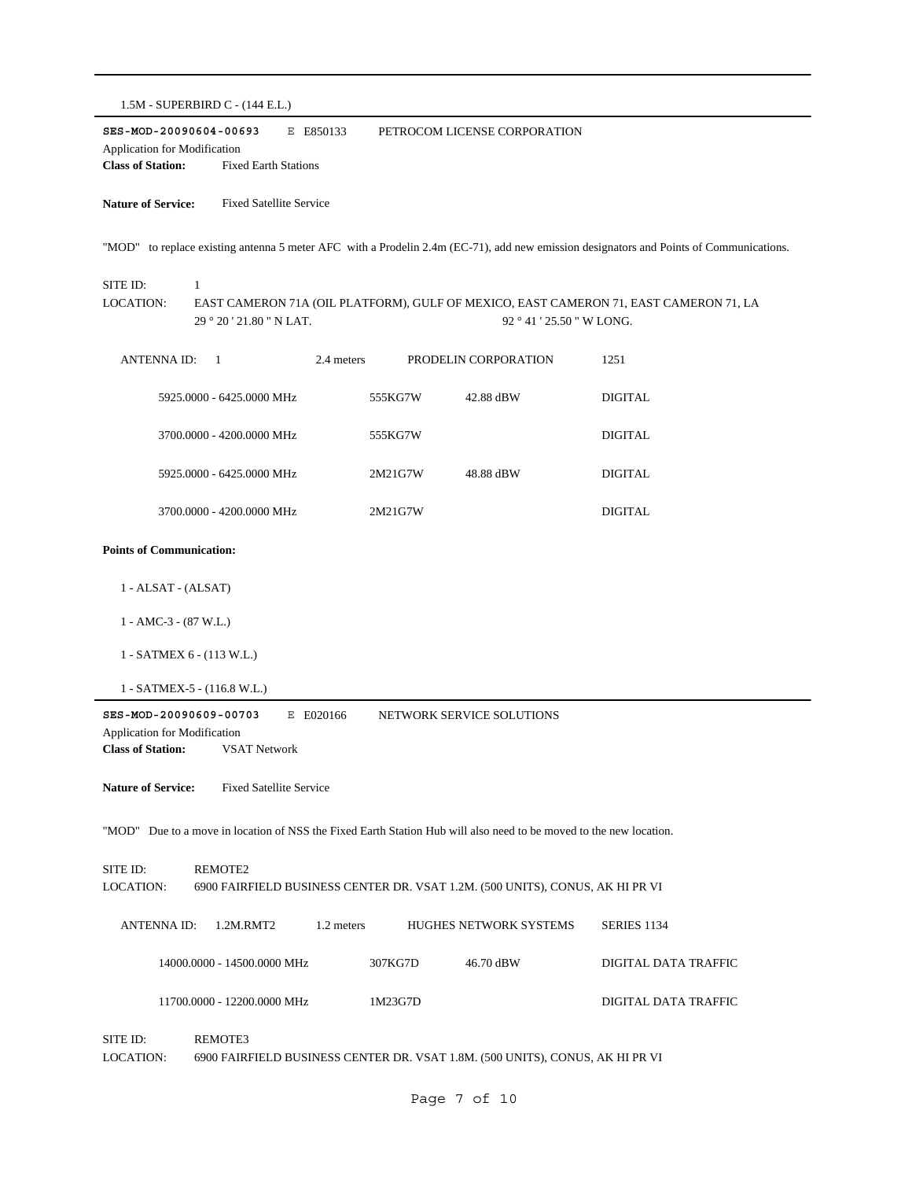1.5M - SUPERBIRD C - (144 E.L.)

---

**SES-MOD-20090604-00693** E E850133 PETROCOM LICENSE CORPORATION

Application for Modification

**Class of Station:** Fixed Earth Stations

**Nature of Service:** Fixed Satellite Service

"MOD" to replace existing antenna 5 meter AFC with a Prodelin 2.4m (EC-71), add new emission designators and Points of Communications.

SITE ID: 1

LOCATION: EAST CAMERON 71A (OIL PLATFORM), GULF OF MEXICO, EAST CAMERON 71, EAST CAMERON 71, LA

29 ° 20 ' 21.80 " N LAT. 92 ° 41 ' 25.50 " W LONG.

ANTENNA ID: 1 2.4 meters PRODELIN CORPORATION 1251

| | | | |
|---|---|---|---|
| 5925.0000 - 6425.0000 MHz | 555KG7W | 42.88 dBW | DIGITAL |
| 3700.0000 - 4200.0000 MHz | 555KG7W | | DIGITAL |
| 5925.0000 - 6425.0000 MHz | 2M21G7W | 48.88 dBW | DIGITAL |
| 3700.0000 - 4200.0000 MHz | 2M21G7W | | DIGITAL |

**Points of Communication:**

1 - ALSAT - (ALSAT)

1 - AMC-3 - (87 W.L.)

1 - SATMEX 6 - (113 W.L.)

1 - SATMEX-5 - (116.8 W.L.)

---

**SES-MOD-20090609-00703** E E020166 NETWORK SERVICE SOLUTIONS

Application for Modification

**Class of Station:** VSAT Network

**Nature of Service:** Fixed Satellite Service

"MOD" Due to a move in location of NSS the Fixed Earth Station Hub will also need to be moved to the new location.

SITE ID: REMOTE2

LOCATION: 6900 FAIRFIELD BUSINESS CENTER DR. VSAT 1.2M. (500 UNITS), CONUS, AK HI PR VI

ANTENNA ID: 1.2M.RMT2 1.2 meters HUGHES NETWORK SYSTEMS SERIES 1134

| | | | |
|---|---|---|---|
| 14000.0000 - 14500.0000 MHz | 307KG7D | 46.70 dBW | DIGITAL DATA TRAFFIC |
| 11700.0000 - 12200.0000 MHz | 1M23G7D | | DIGITAL DATA TRAFFIC |

SITE ID: REMOTE3

LOCATION: 6900 FAIRFIELD BUSINESS CENTER DR. VSAT 1.8M. (500 UNITS), CONUS, AK HI PR VI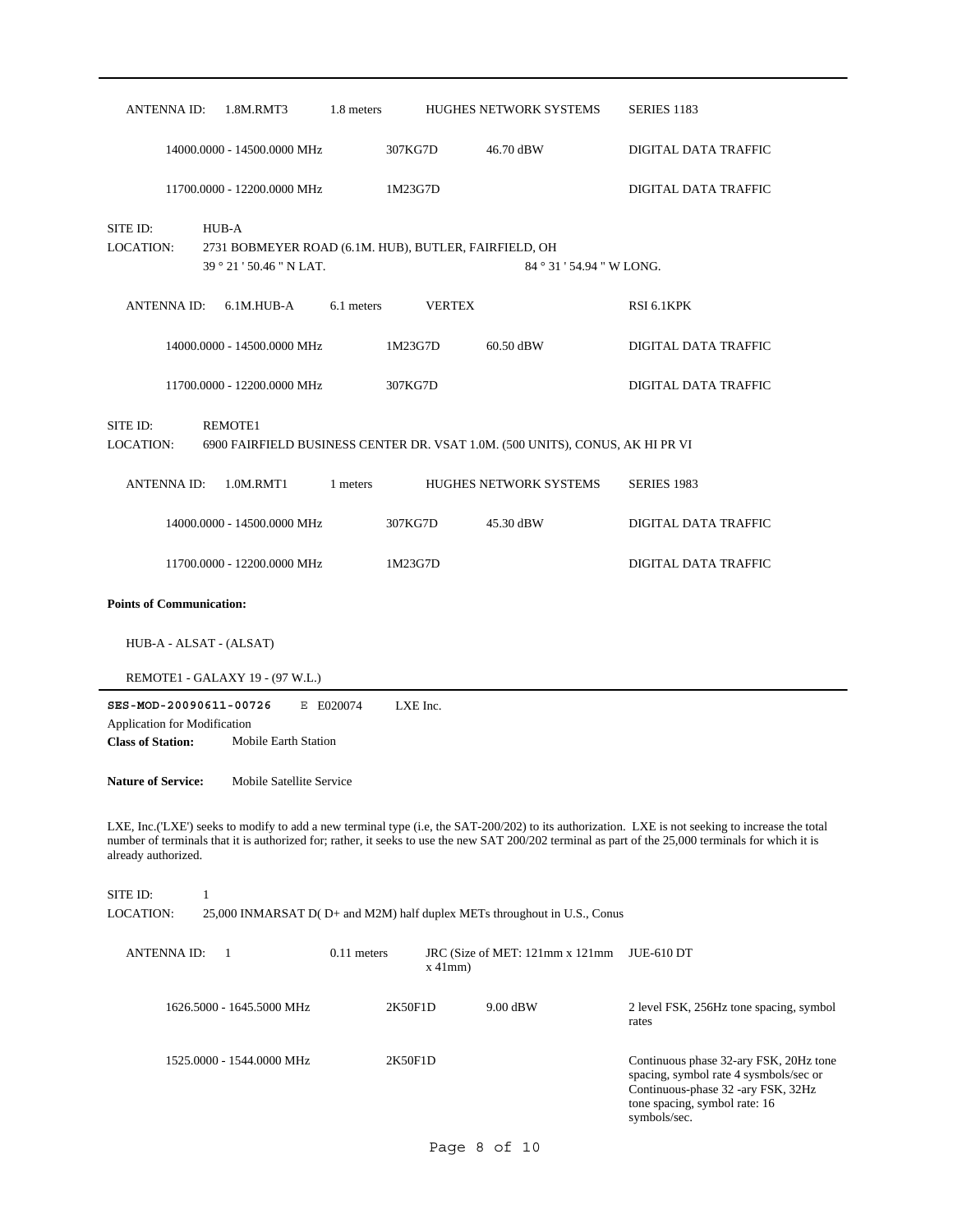ANTENNA ID: 1.8M.RMT3 1.8 meters HUGHES NETWORK SYSTEMS SERIES 1183

| Frequency | Emission | Power | Description |
|---|---|---|---|
| 14000.0000 - 14500.0000 MHz | 307KG7D | 46.70 dBW | DIGITAL DATA TRAFFIC |
| 11700.0000 - 12200.0000 MHz | 1M23G7D | | DIGITAL DATA TRAFFIC |

SITE ID: HUB-A
LOCATION: 2731 BOBMEYER ROAD (6.1M. HUB), BUTLER, FAIRFIELD, OH
39 ° 21 ' 50.46 " N LAT. 84 ° 31 ' 54.94 " W LONG.

ANTENNA ID: 6.1M.HUB-A 6.1 meters VERTEX RSI 6.1KPK

| Frequency | Emission | Power | Description |
|---|---|---|---|
| 14000.0000 - 14500.0000 MHz | 1M23G7D | 60.50 dBW | DIGITAL DATA TRAFFIC |
| 11700.0000 - 12200.0000 MHz | 307KG7D | | DIGITAL DATA TRAFFIC |

SITE ID: REMOTE1
LOCATION: 6900 FAIRFIELD BUSINESS CENTER DR. VSAT 1.0M. (500 UNITS), CONUS, AK HI PR VI

ANTENNA ID: 1.0M.RMT1 1 meters HUGHES NETWORK SYSTEMS SERIES 1983

| Frequency | Emission | Power | Description |
|---|---|---|---|
| 14000.0000 - 14500.0000 MHz | 307KG7D | 45.30 dBW | DIGITAL DATA TRAFFIC |
| 11700.0000 - 12200.0000 MHz | 1M23G7D | | DIGITAL DATA TRAFFIC |

**Points of Communication:**

HUB-A - ALSAT - (ALSAT)

REMOTE1 - GALAXY 19 - (97 W.L.)

---

**SES-MOD-20090611-00726** E E020074 LXE Inc.
Application for Modification
**Class of Station:** Mobile Earth Station

**Nature of Service:** Mobile Satellite Service

LXE, Inc.('LXE') seeks to modify to add a new terminal type (i.e, the SAT-200/202) to its authorization. LXE is not seeking to increase the total number of terminals that it is authorized for; rather, it seeks to use the new SAT 200/202 terminal as part of the 25,000 terminals for which it is already authorized.

SITE ID: 1
LOCATION: 25,000 INMARSAT D( D+ and M2M) half duplex METs throughout in U.S., Conus

ANTENNA ID: 1 0.11 meters JRC (Size of MET: 121mm x 121mm x 41mm) JUE-610 DT

| Frequency | Emission | Power | Description |
|---|---|---|---|
| 1626.5000 - 1645.5000 MHz | 2K50F1D | 9.00 dBW | 2 level FSK, 256Hz tone spacing, symbol rates |
| 1525.0000 - 1544.0000 MHz | 2K50F1D | | Continuous phase 32-ary FSK, 20Hz tone spacing, symbol rate 4 sysmbols/sec or Continuous-phase 32 -ary FSK, 32Hz tone spacing, symbol rate: 16 symbols/sec. |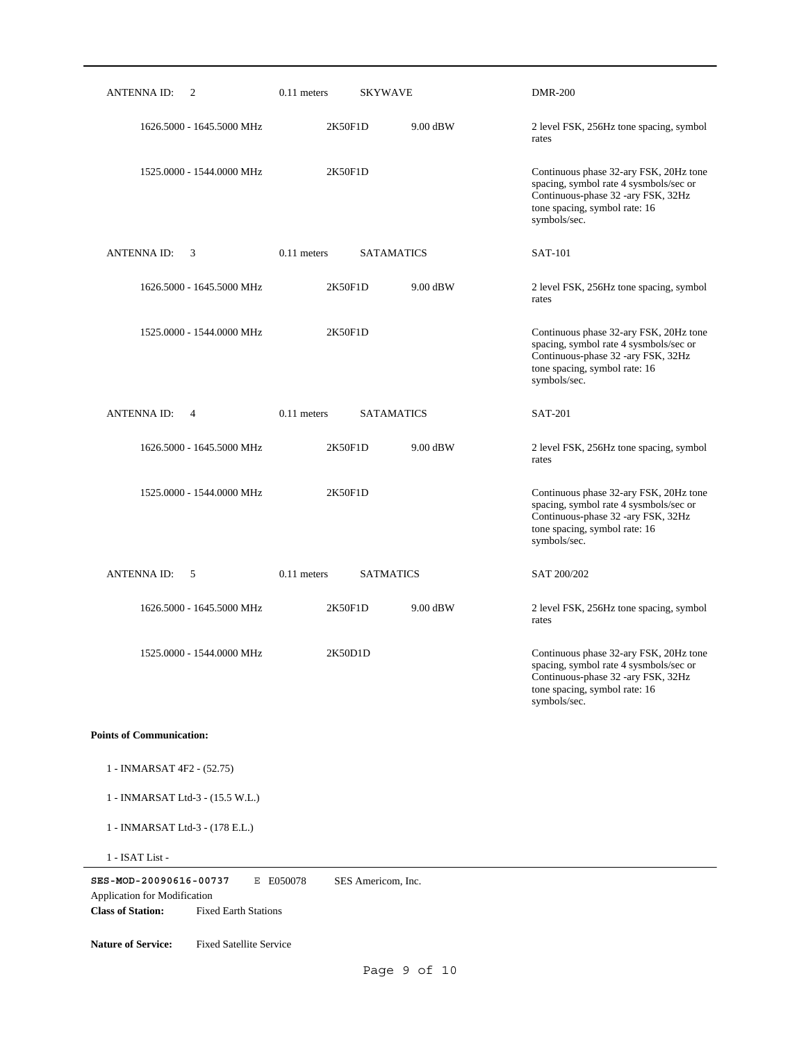| ANTENNA ID: 2 | 0.11 meters | SKYWAVE | | DMR-200 |
|---|---|---|---|---|
| 1626.5000 - 1645.5000 MHz | | 2K50F1D | 9.00 dBW | 2 level FSK, 256Hz tone spacing, symbol rates |
| 1525.0000 - 1544.0000 MHz | | 2K50F1D | | Continuous phase 32-ary FSK, 20Hz tone spacing, symbol rate 4 sysmbols/sec or Continuous-phase 32 -ary FSK, 32Hz tone spacing, symbol rate: 16 symbols/sec. |
| **ANTENNA ID: 3** | 0.11 meters | SATAMATICS | | SAT-101 |
| 1626.5000 - 1645.5000 MHz | | 2K50F1D | 9.00 dBW | 2 level FSK, 256Hz tone spacing, symbol rates |
| 1525.0000 - 1544.0000 MHz | | 2K50F1D | | Continuous phase 32-ary FSK, 20Hz tone spacing, symbol rate 4 sysmbols/sec or Continuous-phase 32 -ary FSK, 32Hz tone spacing, symbol rate: 16 symbols/sec. |
| **ANTENNA ID: 4** | 0.11 meters | SATAMATICS | | SAT-201 |
| 1626.5000 - 1645.5000 MHz | | 2K50F1D | 9.00 dBW | 2 level FSK, 256Hz tone spacing, symbol rates |
| 1525.0000 - 1544.0000 MHz | | 2K50F1D | | Continuous phase 32-ary FSK, 20Hz tone spacing, symbol rate 4 sysmbols/sec or Continuous-phase 32 -ary FSK, 32Hz tone spacing, symbol rate: 16 symbols/sec. |
| **ANTENNA ID: 5** | 0.11 meters | SATMATICS | | SAT 200/202 |
| 1626.5000 - 1645.5000 MHz | | 2K50F1D | 9.00 dBW | 2 level FSK, 256Hz tone spacing, symbol rates |
| 1525.0000 - 1544.0000 MHz | | 2K50D1D | | Continuous phase 32-ary FSK, 20Hz tone spacing, symbol rate 4 sysmbols/sec or Continuous-phase 32 -ary FSK, 32Hz tone spacing, symbol rate: 16 symbols/sec. |

**Points of Communication:**

1 - INMARSAT 4F2 - (52.75)

1 - INMARSAT Ltd-3 - (15.5 W.L.)

1 - INMARSAT Ltd-3 - (178 E.L.)

1 - ISAT List -

**SES-MOD-20090616-00737** E E050078 SES Americom, Inc.

Application for Modification

**Class of Station:** Fixed Earth Stations

**Nature of Service:** Fixed Satellite Service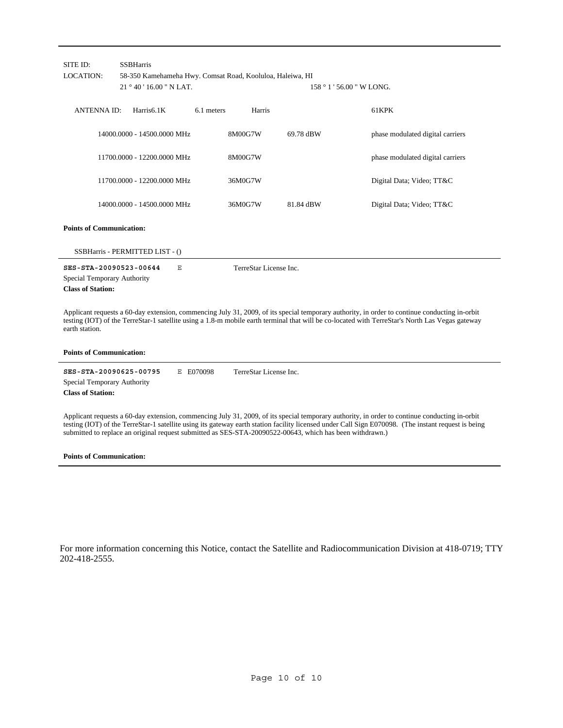SITE ID: SSBHarris

LOCATION: 58-350 Kamehameha Hwy. Comsat Road, Kooluloa, Haleiwa, HI

21 ° 40 ' 16.00 " N LAT. 158 ° 1 ' 56.00 " W LONG.

| | | | | | | |
|---|---|---|---|---|---|---|
| ANTENNA ID: | Harris6.1K | 6.1 meters | Harris | | | 61KPK |
| | 14000.0000 - 14500.0000 MHz | | 8M00G7W | 69.78 dBW | | phase modulated digital carriers |
| | 11700.0000 - 12200.0000 MHz | | 8M00G7W | | | phase modulated digital carriers |
| | 11700.0000 - 12200.0000 MHz | | 36M0G7W | | | Digital Data; Video; TT&C |
| | 14000.0000 - 14500.0000 MHz | | 36M0G7W | 81.84 dBW | | Digital Data; Video; TT&C |

**Points of Communication:**

SSBHarris - PERMITTED LIST - ()

---

**SES-STA-20090523-00644** E TerreStar License Inc.

Special Temporary Authority

**Class of Station:**

Applicant requests a 60-day extension, commencing July 31, 2009, of its special temporary authority, in order to continue conducting in-orbit testing (IOT) of the TerreStar-1 satellite using a 1.8-m mobile earth terminal that will be co-located with TerreStar's North Las Vegas gateway earth station.

**Points of Communication:**

---

**SES-STA-20090625-00795** E E070098 TerreStar License Inc.

Special Temporary Authority

**Class of Station:**

Applicant requests a 60-day extension, commencing July 31, 2009, of its special temporary authority, in order to continue conducting in-orbit testing (IOT) of the TerreStar-1 satellite using its gateway earth station facility licensed under Call Sign E070098. (The instant request is being submitted to replace an original request submitted as SES-STA-20090522-00643, which has been withdrawn.)

**Points of Communication:**

---

For more information concerning this Notice, contact the Satellite and Radiocommunication Division at 418-0719; TTY 202-418-2555.